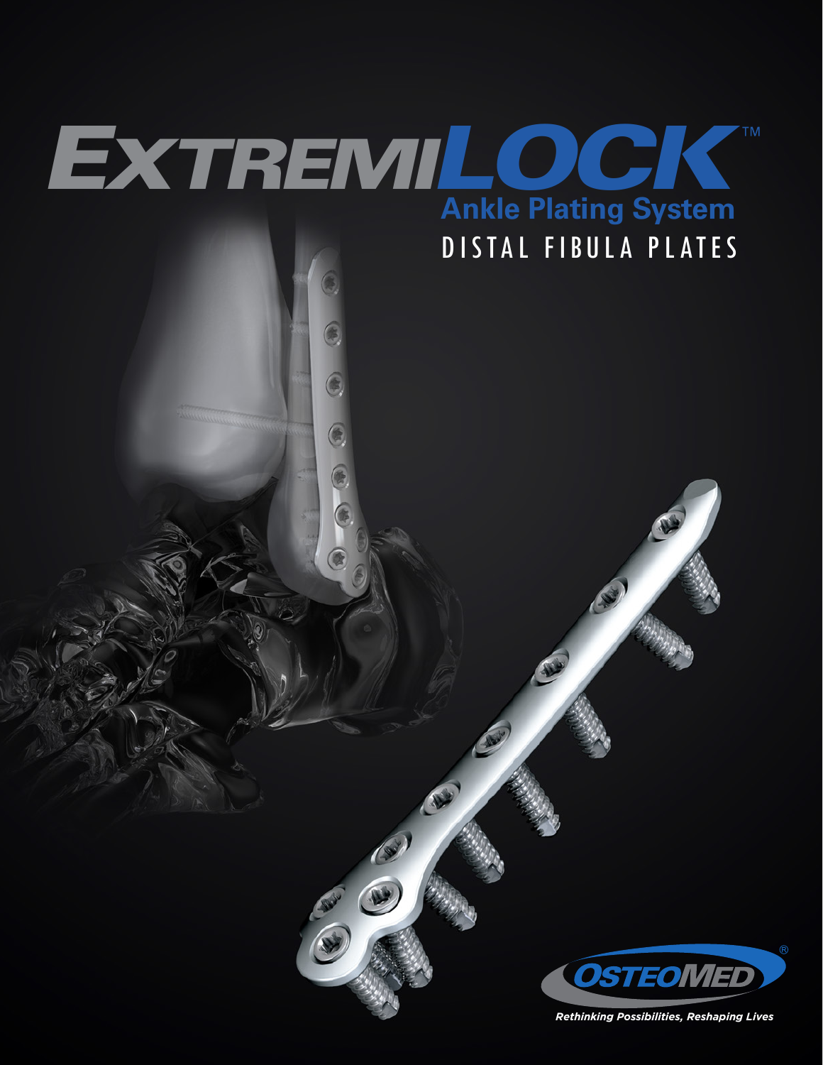# EXTREMILOCK™

## Ankle Plating System

## DISTAL FIBULA PLATES

OSTEOMED®

*Rethinking Possibilities, Reshaping Lives*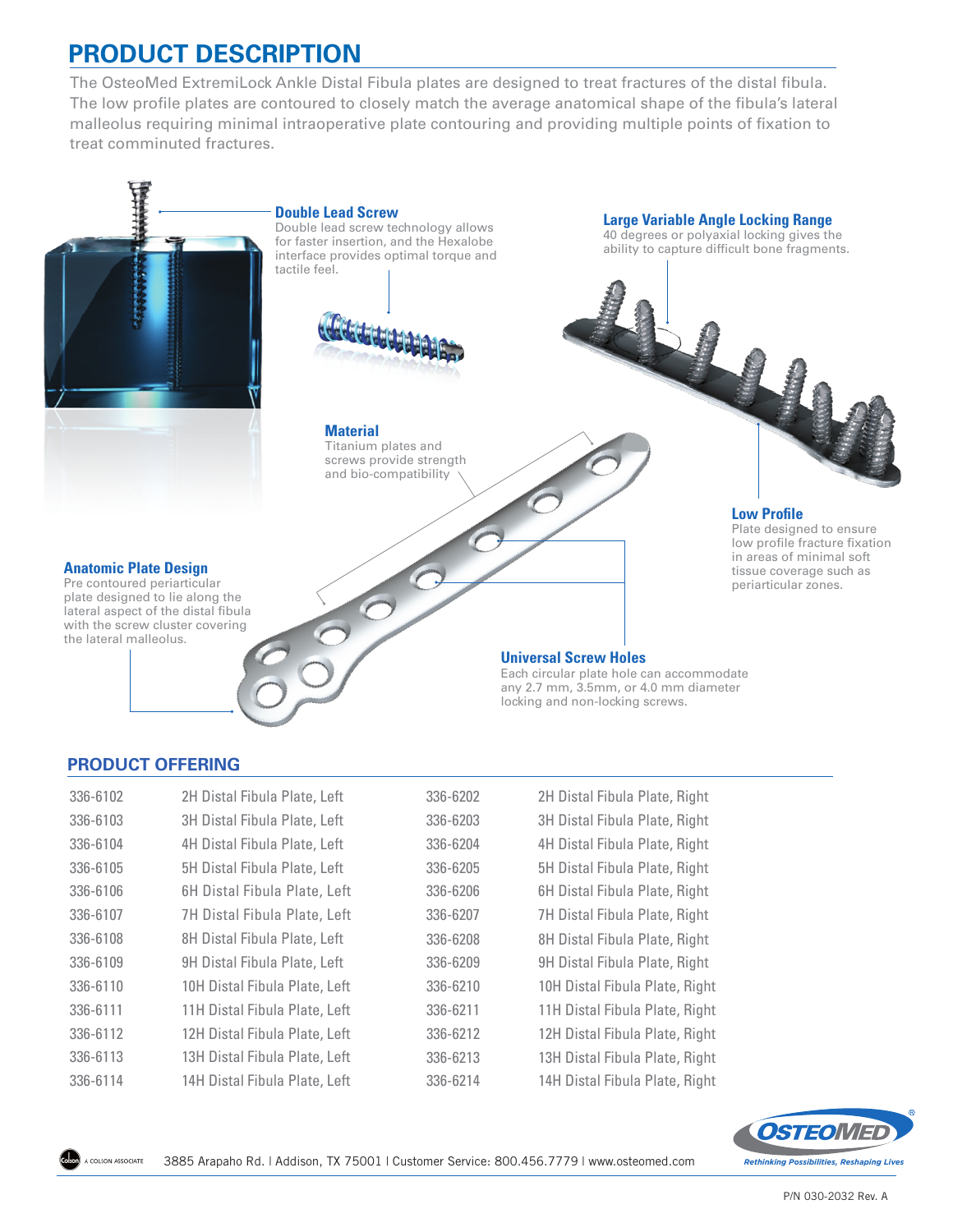## PRODUCT DESCRIPTION

The OsteoMed ExtremiLock Ankle Distal Fibula plates are designed to treat fractures of the distal fibula. The low profile plates are contoured to closely match the average anatomical shape of the fibula's lateral malleolus requiring minimal intraoperative plate contouring and providing multiple points of fixation to treat comminuted fractures.

**Double Lead Screw**
Double lead screw technology allows for faster insertion, and the Hexalobe interface provides optimal torque and tactile feel.

**Large Variable Angle Locking Range**
40 degrees or polyaxial locking gives the ability to capture difficult bone fragments.

**Material**
Titanium plates and screws provide strength and bio-compatibility

**Low Profile**
Plate designed to ensure low profile fracture fixation in areas of minimal soft tissue coverage such as periarticular zones.

**Anatomic Plate Design**
Pre contoured periarticular plate designed to lie along the lateral aspect of the distal fibula with the screw cluster covering the lateral malleolus.

**Universal Screw Holes**
Each circular plate hole can accommodate any 2.7 mm, 3.5mm, or 4.0 mm diameter locking and non-locking screws.

## PRODUCT OFFERING

| | | | |
|---|---|---|---|
| 336-6102 | 2H Distal Fibula Plate, Left | 336-6202 | 2H Distal Fibula Plate, Right |
| 336-6103 | 3H Distal Fibula Plate, Left | 336-6203 | 3H Distal Fibula Plate, Right |
| 336-6104 | 4H Distal Fibula Plate, Left | 336-6204 | 4H Distal Fibula Plate, Right |
| 336-6105 | 5H Distal Fibula Plate, Left | 336-6205 | 5H Distal Fibula Plate, Right |
| 336-6106 | 6H Distal Fibula Plate, Left | 336-6206 | 6H Distal Fibula Plate, Right |
| 336-6107 | 7H Distal Fibula Plate, Left | 336-6207 | 7H Distal Fibula Plate, Right |
| 336-6108 | 8H Distal Fibula Plate, Left | 336-6208 | 8H Distal Fibula Plate, Right |
| 336-6109 | 9H Distal Fibula Plate, Left | 336-6209 | 9H Distal Fibula Plate, Right |
| 336-6110 | 10H Distal Fibula Plate, Left | 336-6210 | 10H Distal Fibula Plate, Right |
| 336-6111 | 11H Distal Fibula Plate, Left | 336-6211 | 11H Distal Fibula Plate, Right |
| 336-6112 | 12H Distal Fibula Plate, Left | 336-6212 | 12H Distal Fibula Plate, Right |
| 336-6113 | 13H Distal Fibula Plate, Left | 336-6213 | 13H Distal Fibula Plate, Right |
| 336-6114 | 14H Distal Fibula Plate, Left | 336-6214 | 14H Distal Fibula Plate, Right |

A COLSON ASSOCIATE

3885 Arapaho Rd. | Addison, TX 75001 | Customer Service: 800.456.7779 | www.osteomed.com

OSTEOMED®
*Rethinking Possibilities, Reshaping Lives*

P/N 030-2032 Rev. A